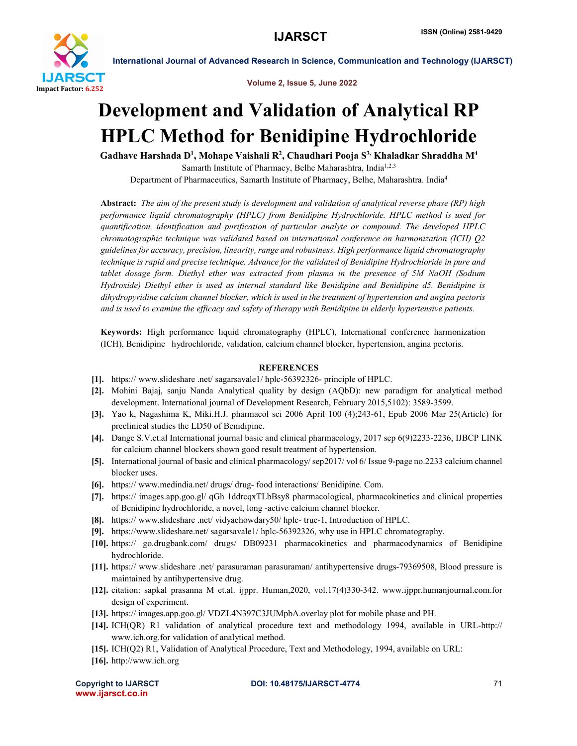# Development and Validation of Analytical RP HPLC Method for Benidipine Hydrochloride

**Gadhave Harshada D[1], Mohape Vaishali R[2], Chaudhari Pooja S[3], Khaladkar Shraddha M[4]**

Samarth Institute of Pharmacy, Belhe Maharashtra, India[1,2,3]

Department of Pharmaceutics, Samarth Institute of Pharmacy, Belhe, Maharashtra. India[4]

**Abstract:** *The aim of the present study is development and validation of analytical reverse phase (RP) high performance liquid chromatography (HPLC) from Benidipine Hydrochloride. HPLC method is used for quantification, identification and purification of particular analyte or compound. The developed HPLC chromatographic technique was validated based on international conference on harmonization (ICH) Q2 guidelines for accuracy, precision, linearity, range and robustness. High performance liquid chromatography technique is rapid and precise technique. Advance for the validated of Benidipine Hydrochloride in pure and tablet dosage form. Diethyl ether was extracted from plasma in the presence of 5M NaOH (Sodium Hydroxide) Diethyl ether is used as internal standard like Benidipine and Benidipine d5. Benidipine is dihydropyridine calcium channel blocker, which is used in the treatment of hypertension and angina pectoris and is used to examine the efficacy and safety of therapy with Benidipine in elderly hypertensive patients.*

**Keywords:** High performance liquid chromatography (HPLC), International conference harmonization (ICH), Benidipine hydrochloride, validation, calcium channel blocker, hypertension, angina pectoris.

## REFERENCES

- **[1].** https:// www.slideshare .net/ sagarsavale1/ hplc-56392326- principle of HPLC.
- **[2].** Mohini Bajaj, sanju Nanda Analytical quality by design (AQbD): new paradigm for analytical method development. International journal of Development Research, February 2015,5102): 3589-3599.
- **[3].** Yao k, Nagashima K, Miki.H.J. pharmacol sci 2006 April 100 (4);243-61, Epub 2006 Mar 25(Article) for preclinical studies the LD50 of Benidipine.
- **[4].** Dange S.V.et.al International journal basic and clinical pharmacology, 2017 sep 6(9)2233-2236, IJBCP LINK for calcium channel blockers shown good result treatment of hypertension.
- **[5].** International journal of basic and clinical pharmacology/ sep2017/ vol 6/ Issue 9-page no.2233 calcium channel blocker uses.
- **[6].** https:// www.medindia.net/ drugs/ drug- food interactions/ Benidipine. Com.
- **[7].** https:// images.app.goo.gl/ qGh 1ddrcqxTLbBsy8 pharmacological, pharmacokinetics and clinical properties of Benidipine hydrochloride, a novel, long -active calcium channel blocker.
- **[8].** https:// www.slideshare .net/ vidyachowdary50/ hplc- true-1, Introduction of HPLC.
- **[9].** https://www.slideshare.net/ sagarsavale1/ hplc-56392326, why use in HPLC chromatography.
- **[10].** https:// go.drugbank.com/ drugs/ DB09231 pharmacokinetics and pharmacodynamics of Benidipine hydrochloride.
- **[11].** https:// www.slideshare .net/ parasuraman parasuraman/ antihypertensive drugs-79369508, Blood pressure is maintained by antihypertensive drug.
- **[12].** citation: sapkal prasanna M et.al. ijppr. Human,2020, vol.17(4)330-342. www.ijppr.humanjournal.com.for design of experiment.
- **[13].** https:// images.app.goo.gl/ VDZL4N397C3JUMpbA.overlay plot for mobile phase and PH.
- **[14].** ICH(QR) R1 validation of analytical procedure text and methodology 1994, available in URL-http:// www.ich.org.for validation of analytical method.
- **[15].** ICH(Q2) R1, Validation of Analytical Procedure, Text and Methodology, 1994, available on URL:
- **[16].** http://www.ich.org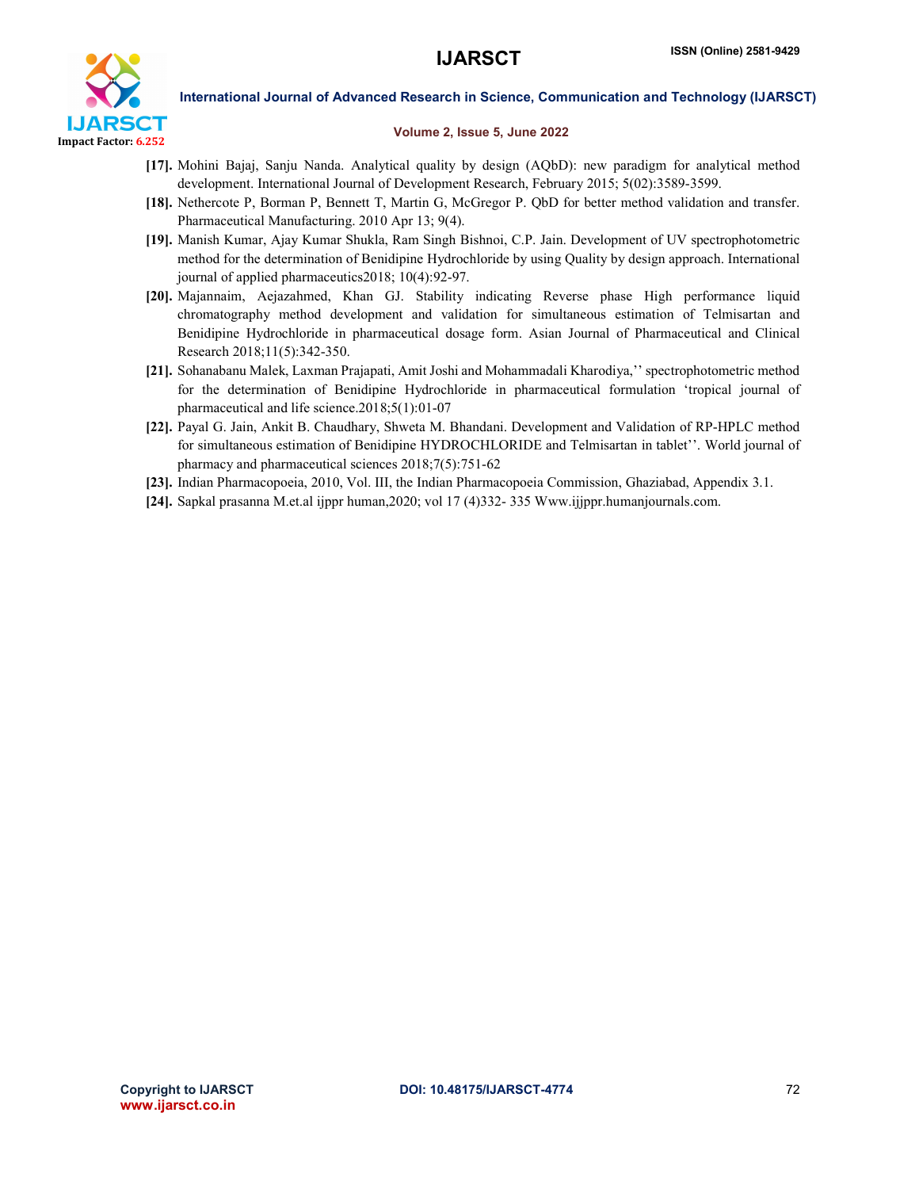**[17].** Mohini Bajaj, Sanju Nanda. Analytical quality by design (AQbD): new paradigm for analytical method development. International Journal of Development Research, February 2015; 5(02):3589-3599.

**[18].** Nethercote P, Borman P, Bennett T, Martin G, McGregor P. QbD for better method validation and transfer. Pharmaceutical Manufacturing. 2010 Apr 13; 9(4).

**[19].** Manish Kumar, Ajay Kumar Shukla, Ram Singh Bishnoi, C.P. Jain. Development of UV spectrophotometric method for the determination of Benidipine Hydrochloride by using Quality by design approach. International journal of applied pharmaceutics2018; 10(4):92-97.

**[20].** Majannaim, Aejazahmed, Khan GJ. Stability indicating Reverse phase High performance liquid chromatography method development and validation for simultaneous estimation of Telmisartan and Benidipine Hydrochloride in pharmaceutical dosage form. Asian Journal of Pharmaceutical and Clinical Research 2018;11(5):342-350.

**[21].** Sohanabanu Malek, Laxman Prajapati, Amit Joshi and Mohammadali Kharodiya,'' spectrophotometric method for the determination of Benidipine Hydrochloride in pharmaceutical formulation 'tropical journal of pharmaceutical and life science.2018;5(1):01-07

**[22].** Payal G. Jain, Ankit B. Chaudhary, Shweta M. Bhandani. Development and Validation of RP-HPLC method for simultaneous estimation of Benidipine HYDROCHLORIDE and Telmisartan in tablet''. World journal of pharmacy and pharmaceutical sciences 2018;7(5):751-62

**[23].** Indian Pharmacopoeia, 2010, Vol. III, the Indian Pharmacopoeia Commission, Ghaziabad, Appendix 3.1.

**[24].** Sapkal prasanna M.et.al ijppr human,2020; vol 17 (4)332- 335 Www.ijjppr.humanjournals.com.